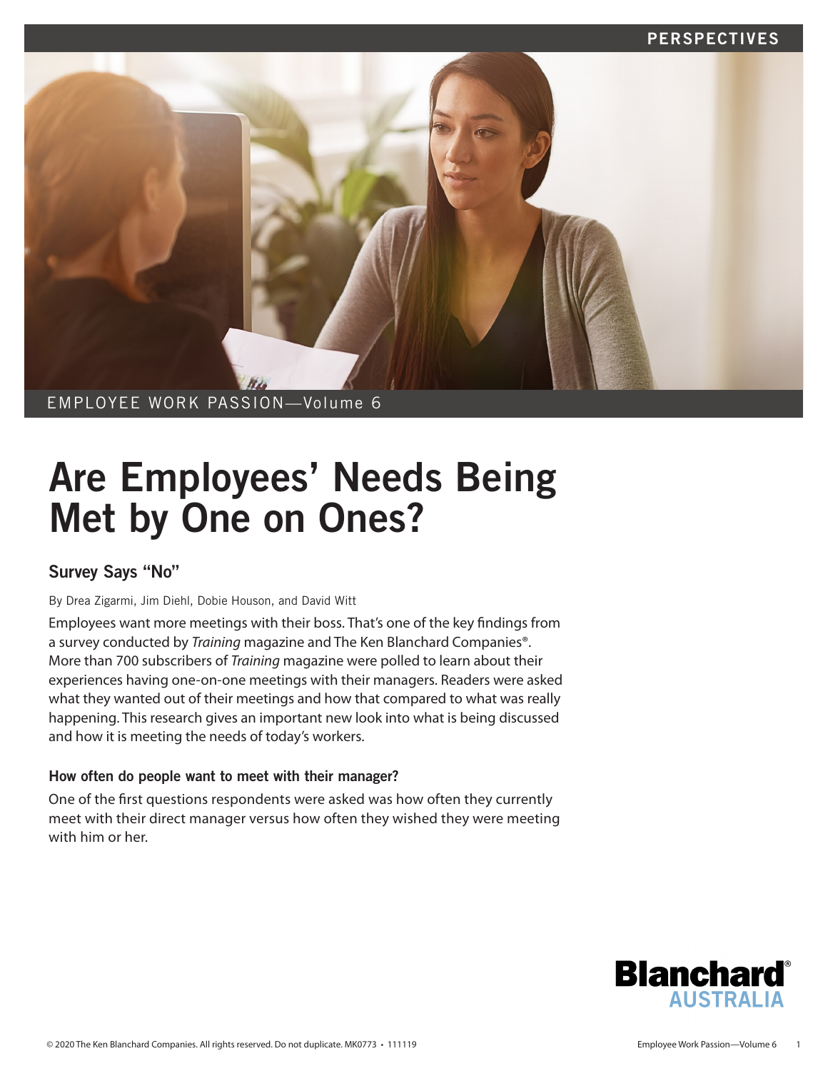PERSPECTIVES

EMPLOYEE WORK PASSION—Volume 6

# Are Employees' Needs Being Met by One on Ones?

## Survey Says "No"

By Drea Zigarmi, Jim Diehl, Dobie Houson, and David Witt

Employees want more meetings with their boss. That's one of the key findings from a survey conducted by *Training* magazine and The Ken Blanchard Companies®. More than 700 subscribers of *Training* magazine were polled to learn about their experiences having one-on-one meetings with their managers. Readers were asked what they wanted out of their meetings and how that compared to what was really happening. This research gives an important new look into what is being discussed and how it is meeting the needs of today's workers.

### How often do people want to meet with their manager?

One of the first questions respondents were asked was how often they currently meet with their direct manager versus how often they wished they were meeting with him or her.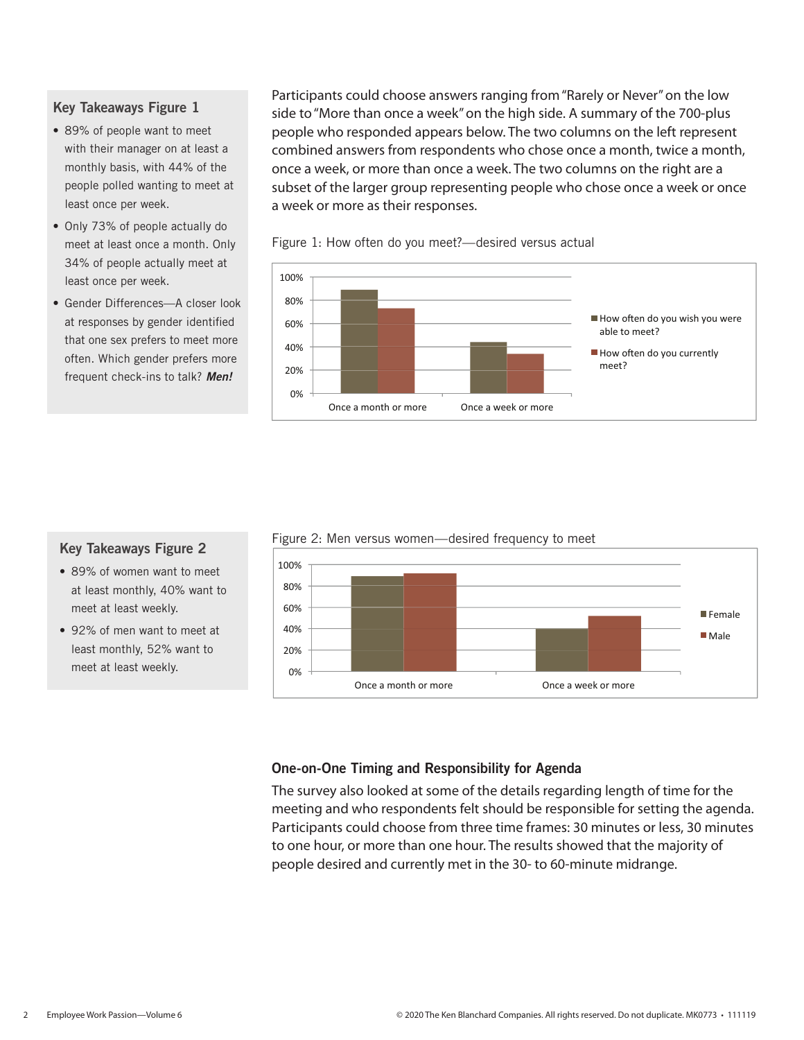### Key Takeaways Figure 1

- 89% of people want to meet with their manager on at least a monthly basis, with 44% of the people polled wanting to meet at least once per week.
- Only 73% of people actually do meet at least once a month. Only 34% of people actually meet at least once per week.
- Gender Differences—A closer look at responses by gender identified that one sex prefers to meet more often. Which gender prefers more frequent check-ins to talk? ***Men!***

Participants could choose answers ranging from "Rarely or Never" on the low side to "More than once a week" on the high side. A summary of the 700-plus people who responded appears below. The two columns on the left represent combined answers from respondents who chose once a month, twice a month, once a week, or more than once a week. The two columns on the right are a subset of the larger group representing people who chose once a week or once a week or more as their responses.

Figure 1: How often do you meet?—desired versus actual

| | Once a month or more | Once a week or more |
|---|---|---|
| How often do you wish you were able to meet? | 89% | 44% |
| How often do you currently meet? | 73% | 34% |

### Key Takeaways Figure 2

- 89% of women want to meet at least monthly, 40% want to meet at least weekly.
- 92% of men want to meet at least monthly, 52% want to meet at least weekly.

Figure 2: Men versus women—desired frequency to meet

| | Once a month or more | Once a week or more |
|---|---|---|
| Female | 89% | 40% |
| Male | 92% | 52% |

### One-on-One Timing and Responsibility for Agenda

The survey also looked at some of the details regarding length of time for the meeting and who respondents felt should be responsible for setting the agenda. Participants could choose from three time frames: 30 minutes or less, 30 minutes to one hour, or more than one hour. The results showed that the majority of people desired and currently met in the 30- to 60-minute midrange.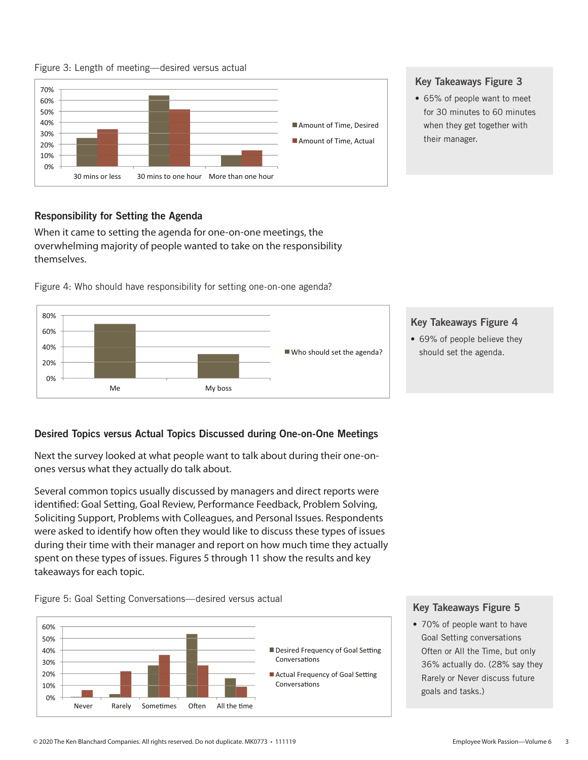Figure 3: Length of meeting—desired versus actual

### Key Takeaways Figure 3

- 65% of people want to meet for 30 minutes to 60 minutes when they get together with their manager.

## Responsibility for Setting the Agenda

When it came to setting the agenda for one-on-one meetings, the overwhelming majority of people wanted to take on the responsibility themselves.

Figure 4: Who should have responsibility for setting one-on-one agenda?

### Key Takeaways Figure 4

- 69% of people believe they should set the agenda.

## Desired Topics versus Actual Topics Discussed during One-on-One Meetings

Next the survey looked at what people want to talk about during their one-on-ones versus what they actually do talk about.

Several common topics usually discussed by managers and direct reports were identified: Goal Setting, Goal Review, Performance Feedback, Problem Solving, Soliciting Support, Problems with Colleagues, and Personal Issues. Respondents were asked to identify how often they would like to discuss these types of issues during their time with their manager and report on how much time they actually spent on these types of issues. Figures 5 through 11 show the results and key takeaways for each topic.

Figure 5: Goal Setting Conversations—desired versus actual

### Key Takeaways Figure 5

- 70% of people want to have Goal Setting conversations Often or All the Time, but only 36% actually do. (28% say they Rarely or Never discuss future goals and tasks.)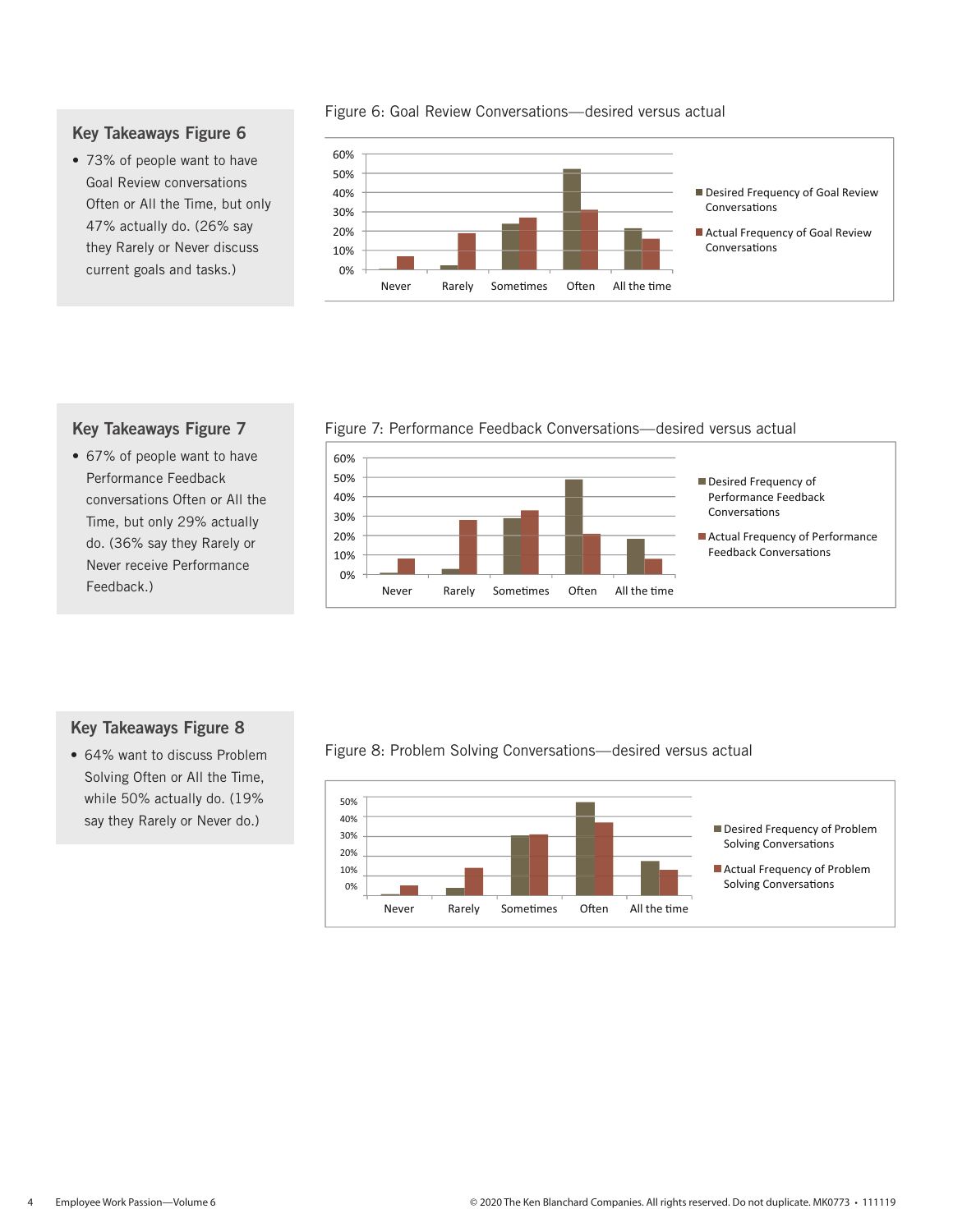## Key Takeaways Figure 6

- 73% of people want to have Goal Review conversations Often or All the Time, but only 47% actually do. (26% say they Rarely or Never discuss current goals and tasks.)

Figure 6: Goal Review Conversations—desired versus actual

## Key Takeaways Figure 7

- 67% of people want to have Performance Feedback conversations Often or All the Time, but only 29% actually do. (36% say they Rarely or Never receive Performance Feedback.)

Figure 7: Performance Feedback Conversations—desired versus actual

## Key Takeaways Figure 8

- 64% want to discuss Problem Solving Often or All the Time, while 50% actually do. (19% say they Rarely or Never do.)

Figure 8: Problem Solving Conversations—desired versus actual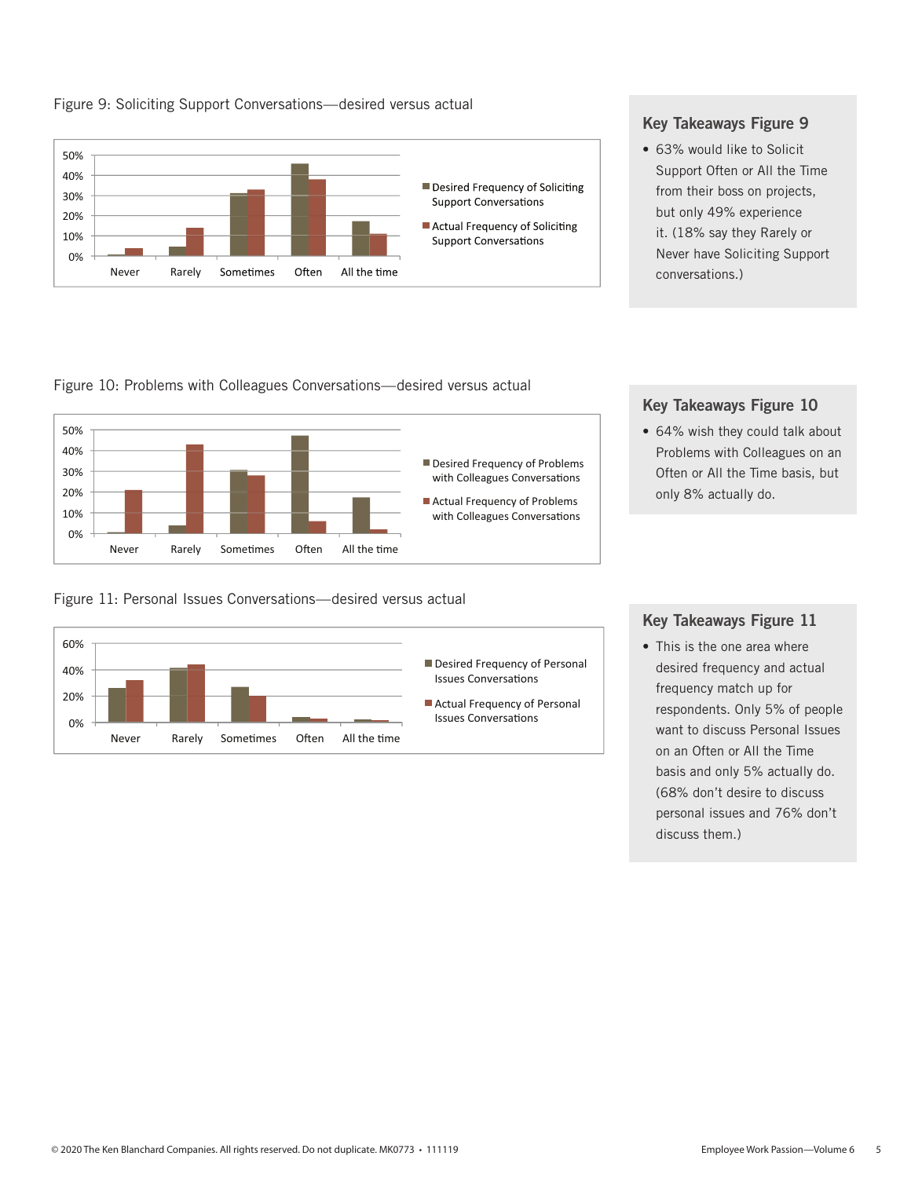Figure 9: Soliciting Support Conversations—desired versus actual

| | Never | Rarely | Sometimes | Often | All the time |
|---|---|---|---|---|---|
| Desired Frequency of Soliciting Support Conversations | | | | | |
| Actual Frequency of Soliciting Support Conversations | | | | | |

## Key Takeaways Figure 9

- 63% would like to Solicit Support Often or All the Time from their boss on projects, but only 49% experience it. (18% say they Rarely or Never have Soliciting Support conversations.)

Figure 10: Problems with Colleagues Conversations—desired versus actual

| | Never | Rarely | Sometimes | Often | All the time |
|---|---|---|---|---|---|
| Desired Frequency of Problems with Colleagues Conversations | | | | | |
| Actual Frequency of Problems with Colleagues Conversations | | | | | |

## Key Takeaways Figure 10

- 64% wish they could talk about Problems with Colleagues on an Often or All the Time basis, but only 8% actually do.

Figure 11: Personal Issues Conversations—desired versus actual

| | Never | Rarely | Sometimes | Often | All the time |
|---|---|---|---|---|---|
| Desired Frequency of Personal Issues Conversations | | | | | |
| Actual Frequency of Personal Issues Conversations | | | | | |

## Key Takeaways Figure 11

- This is the one area where desired frequency and actual frequency match up for respondents. Only 5% of people want to discuss Personal Issues on an Often or All the Time basis and only 5% actually do. (68% don't desire to discuss personal issues and 76% don't discuss them.)

© 2020 The Ken Blanchard Companies. All rights reserved. Do not duplicate. MK0773 • 111119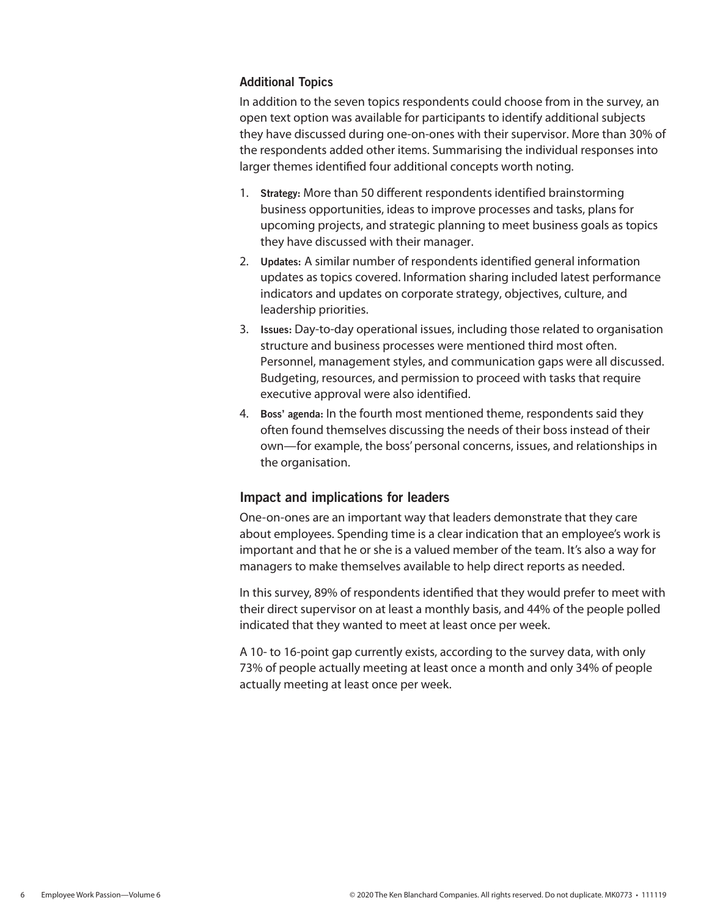### Additional Topics

In addition to the seven topics respondents could choose from in the survey, an open text option was available for participants to identify additional subjects they have discussed during one-on-ones with their supervisor. More than 30% of the respondents added other items. Summarising the individual responses into larger themes identified four additional concepts worth noting.

1. **Strategy:** More than 50 different respondents identified brainstorming business opportunities, ideas to improve processes and tasks, plans for upcoming projects, and strategic planning to meet business goals as topics they have discussed with their manager.
2. **Updates:** A similar number of respondents identified general information updates as topics covered. Information sharing included latest performance indicators and updates on corporate strategy, objectives, culture, and leadership priorities.
3. **Issues:** Day-to-day operational issues, including those related to organisation structure and business processes were mentioned third most often. Personnel, management styles, and communication gaps were all discussed. Budgeting, resources, and permission to proceed with tasks that require executive approval were also identified.
4. **Boss' agenda:** In the fourth most mentioned theme, respondents said they often found themselves discussing the needs of their boss instead of their own—for example, the boss' personal concerns, issues, and relationships in the organisation.

## Impact and implications for leaders

One-on-ones are an important way that leaders demonstrate that they care about employees. Spending time is a clear indication that an employee's work is important and that he or she is a valued member of the team. It's also a way for managers to make themselves available to help direct reports as needed.

In this survey, 89% of respondents identified that they would prefer to meet with their direct supervisor on at least a monthly basis, and 44% of the people polled indicated that they wanted to meet at least once per week.

A 10- to 16-point gap currently exists, according to the survey data, with only 73% of people actually meeting at least once a month and only 34% of people actually meeting at least once per week.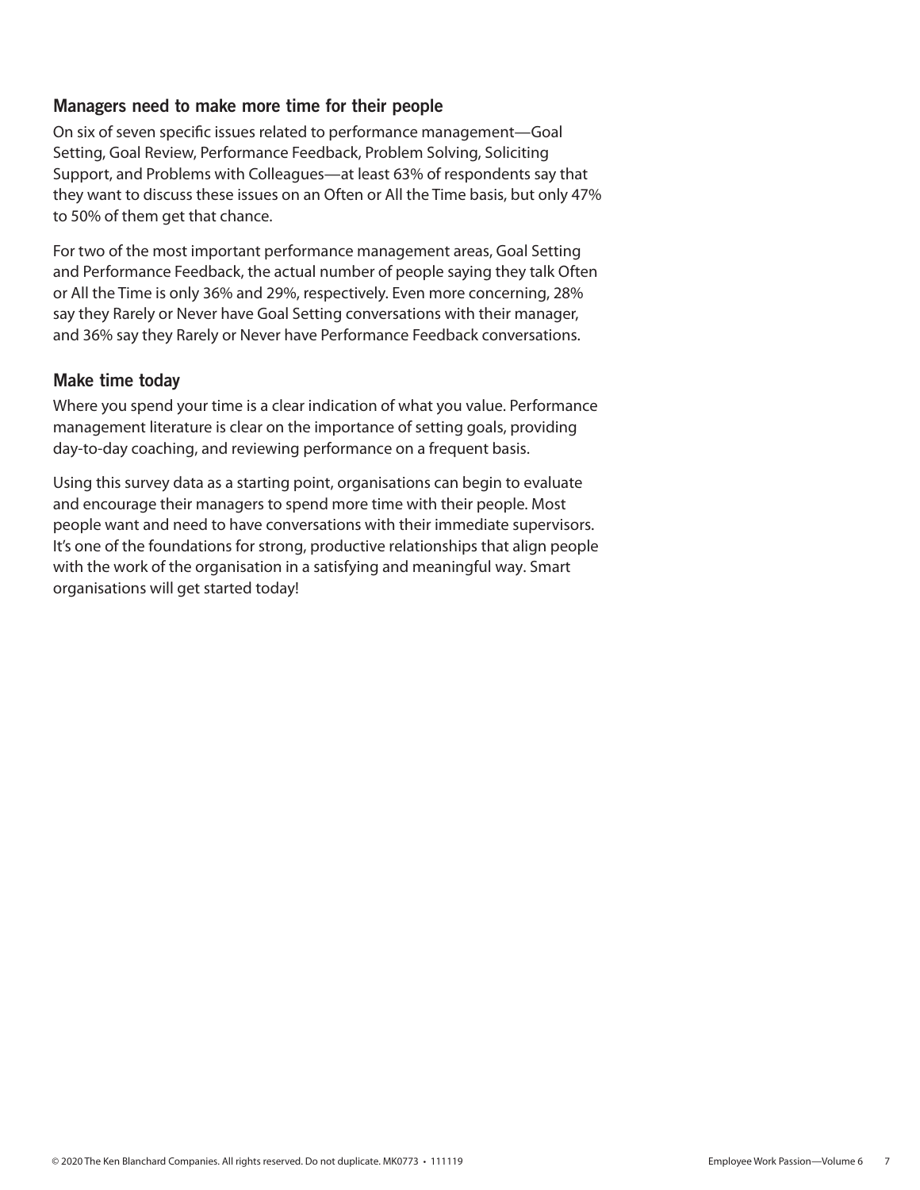## Managers need to make more time for their people

On six of seven specific issues related to performance management—Goal Setting, Goal Review, Performance Feedback, Problem Solving, Soliciting Support, and Problems with Colleagues—at least 63% of respondents say that they want to discuss these issues on an Often or All the Time basis, but only 47% to 50% of them get that chance.

For two of the most important performance management areas, Goal Setting and Performance Feedback, the actual number of people saying they talk Often or All the Time is only 36% and 29%, respectively. Even more concerning, 28% say they Rarely or Never have Goal Setting conversations with their manager, and 36% say they Rarely or Never have Performance Feedback conversations.

## Make time today

Where you spend your time is a clear indication of what you value. Performance management literature is clear on the importance of setting goals, providing day-to-day coaching, and reviewing performance on a frequent basis.

Using this survey data as a starting point, organisations can begin to evaluate and encourage their managers to spend more time with their people. Most people want and need to have conversations with their immediate supervisors. It's one of the foundations for strong, productive relationships that align people with the work of the organisation in a satisfying and meaningful way. Smart organisations will get started today!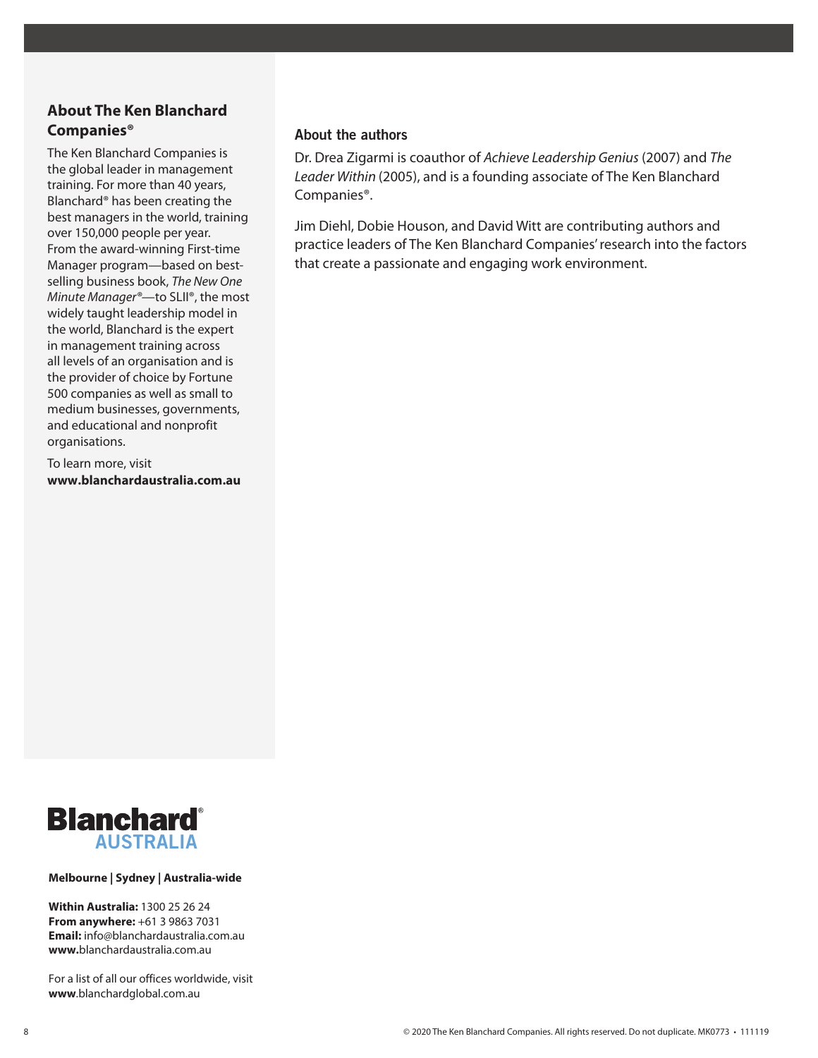## About The Ken Blanchard Companies®

The Ken Blanchard Companies is the global leader in management training. For more than 40 years, Blanchard® has been creating the best managers in the world, training over 150,000 people per year. From the award-winning First-time Manager program—based on best-selling business book, *The New One Minute Manager®*—to SLII®, the most widely taught leadership model in the world, Blanchard is the expert in management training across all levels of an organisation and is the provider of choice by Fortune 500 companies as well as small to medium businesses, governments, and educational and nonprofit organisations.

To learn more, visit **www.blanchardaustralia.com.au**

### About the authors

Dr. Drea Zigarmi is coauthor of *Achieve Leadership Genius* (2007) and *The Leader Within* (2005), and is a founding associate of The Ken Blanchard Companies®.

Jim Diehl, Dobie Houson, and David Witt are contributing authors and practice leaders of The Ken Blanchard Companies' research into the factors that create a passionate and engaging work environment.

**Blanchard®**
**AUSTRALIA**

**Melbourne | Sydney | Australia-wide**

**Within Australia:** 1300 25 26 24
**From anywhere:** +61 3 9863 7031
**Email:** info@blanchardaustralia.com.au
**www.**blanchardaustralia.com.au

For a list of all our offices worldwide, visit **www**.blanchardglobal.com.au

© 2020 The Ken Blanchard Companies. All rights reserved. Do not duplicate. MK0773 • 111119